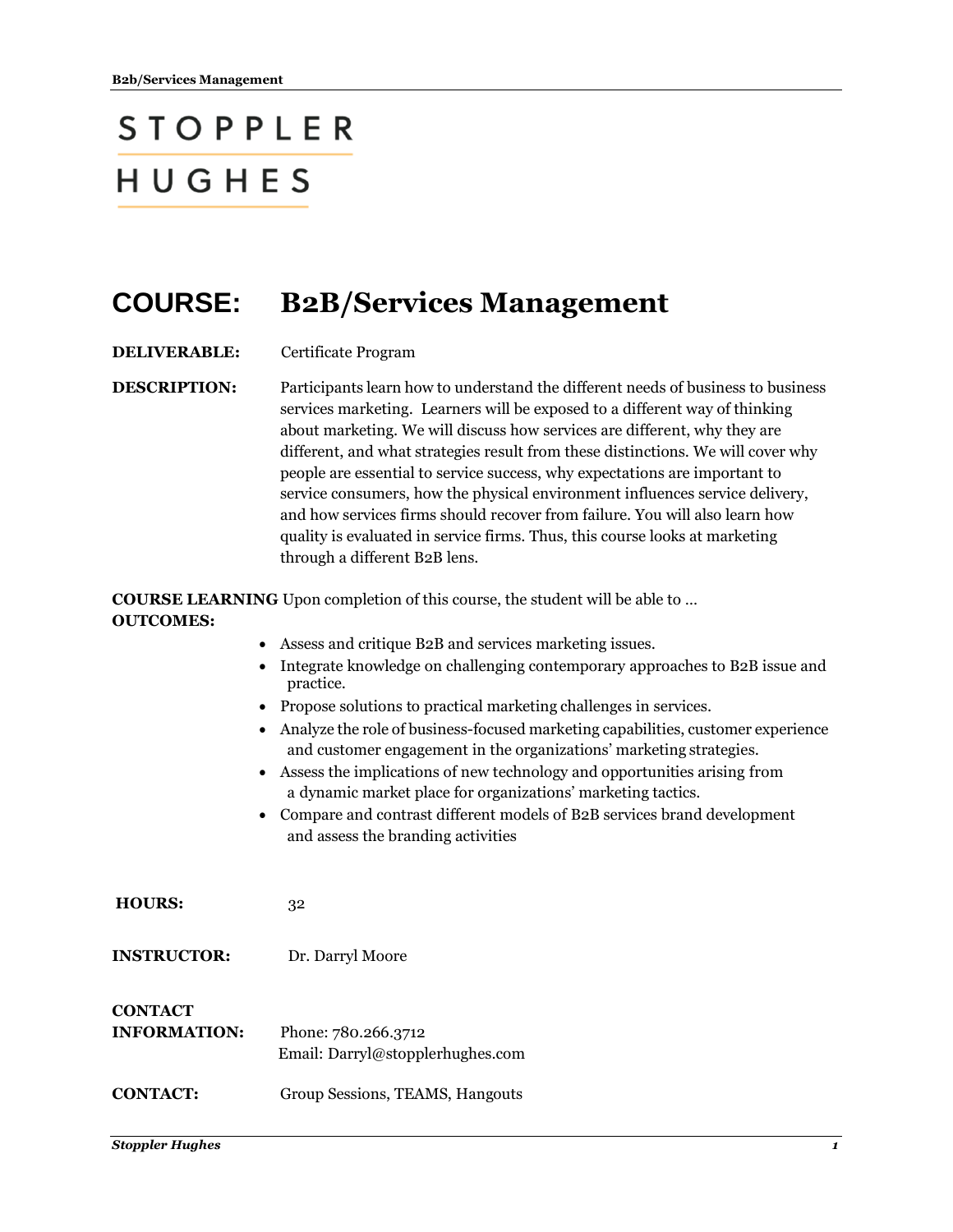# STOPPLER HUGHES

## COURSE: B2B/Services Management

**DELIVERABLE:** Certificate Program

**DESCRIPTION:** Participants learn how to understand the different needs of business to business services marketing. Learners will be exposed to a different way of thinking about marketing. We will discuss how services are different, why they are different, and what strategies result from these distinctions. We will cover why people are essential to service success, why expectations are important to service consumers, how the physical environment influences service delivery, and how services firms should recover from failure. You will also learn how quality is evaluated in service firms. Thus, this course looks at marketing through a different B2B lens.

**COURSE LEARNING OUTCOMES:** Upon completion of this course, the student will be able to …

- Assess and critique B2B and services marketing issues.
- Integrate knowledge on challenging contemporary approaches to B2B issue and practice.
- Propose solutions to practical marketing challenges in services.
- Analyze the role of business-focused marketing capabilities, customer experience and customer engagement in the organizations' marketing strategies.
- Assess the implications of new technology and opportunities arising from a dynamic market place for organizations' marketing tactics.
- Compare and contrast different models of B2B services brand development and assess the branding activities

**HOURS:** 32

**INSTRUCTOR:** Dr. Darryl Moore

**CONTACT INFORMATION:** Phone: 780.266.3712
Email: Darryl@stopplerhughes.com

**CONTACT:** Group Sessions, TEAMS, Hangouts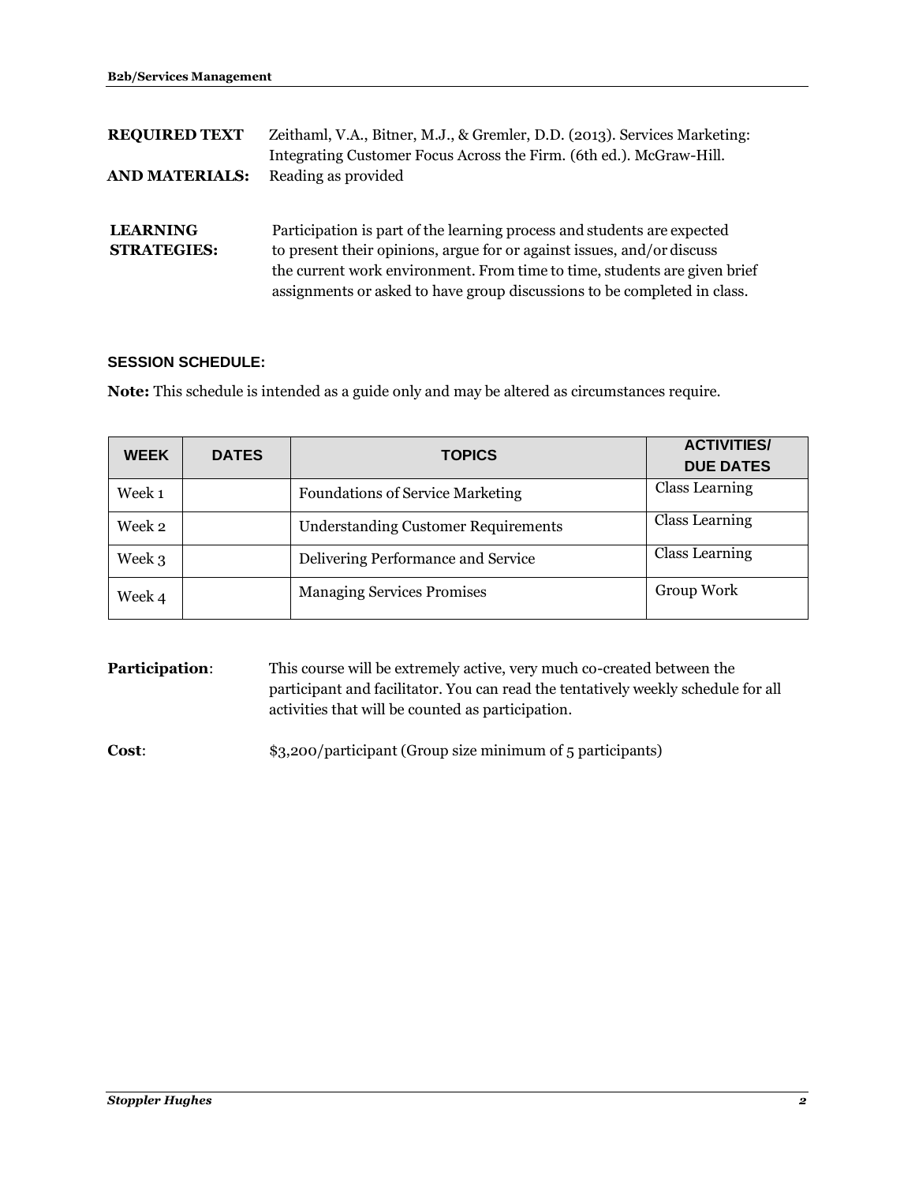**REQUIRED TEXT** Zeithaml, V.A., Bitner, M.J., & Gremler, D.D. (2013). Services Marketing: Integrating Customer Focus Across the Firm. (6th ed.). McGraw-Hill.

**AND MATERIALS:** Reading as provided

**LEARNING STRATEGIES:** Participation is part of the learning process and students are expected to present their opinions, argue for or against issues, and/or discuss the current work environment. From time to time, students are given brief assignments or asked to have group discussions to be completed in class.

### SESSION SCHEDULE:

**Note:** This schedule is intended as a guide only and may be altered as circumstances require.

| WEEK | DATES | TOPICS | ACTIVITIES/ DUE DATES |
|---|---|---|---|
| Week 1 | | Foundations of Service Marketing | Class Learning |
| Week 2 | | Understanding Customer Requirements | Class Learning |
| Week 3 | | Delivering Performance and Service | Class Learning |
| Week 4 | | Managing Services Promises | Group Work |

**Participation**: This course will be extremely active, very much co-created between the participant and facilitator. You can read the tentatively weekly schedule for all activities that will be counted as participation.

**Cost**: $3,200/participant (Group size minimum of 5 participants)